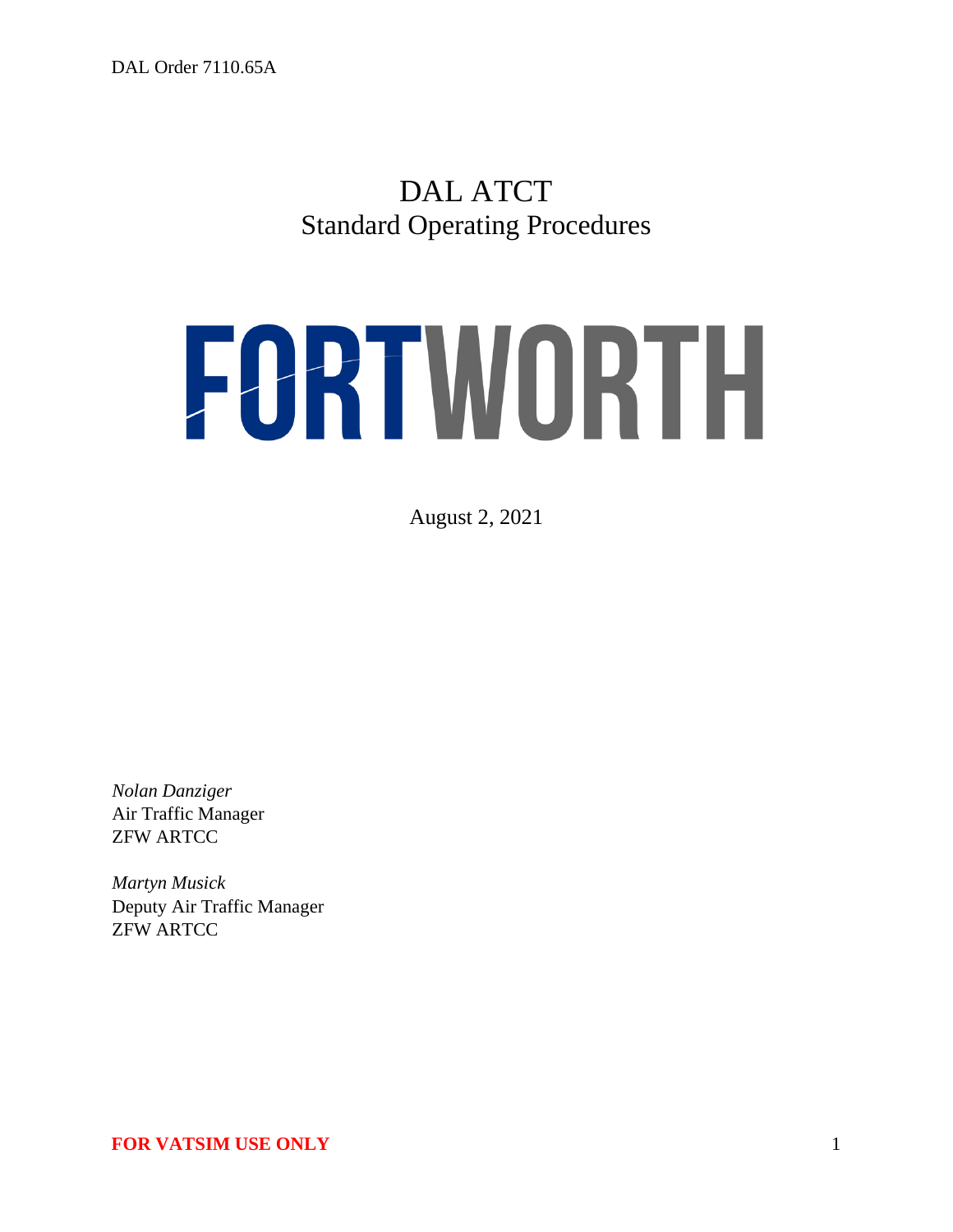DAL Order 7110.65A

# DAL ATCT
## Standard Operating Procedures

FORTWORTH

August 2, 2021

*Nolan Danziger*
Air Traffic Manager
ZFW ARTCC

*Martyn Musick*
Deputy Air Traffic Manager
ZFW ARTCC

**FOR VATSIM USE ONLY**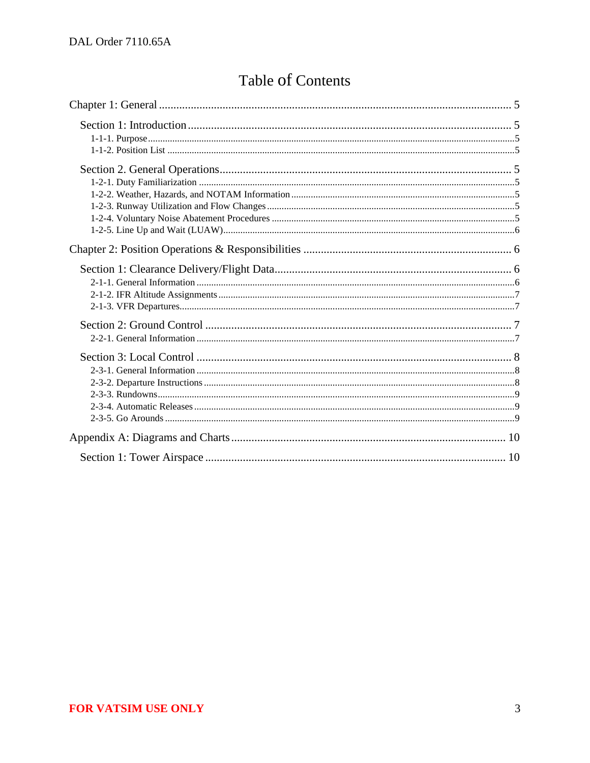# Table of Contents

Chapter 1: General ........................................................................................................................ 5

Section 1: Introduction ................................................................................................................ 5

1-1-1. Purpose ........................................................................................................................ 5

1-1-2. Position List ................................................................................................................. 5

Section 2. General Operations ..................................................................................................... 5

1-2-1. Duty Familiarization .................................................................................................... 5

1-2-2. Weather, Hazards, and NOTAM Information ............................................................. 5

1-2-3. Runway Utilization and Flow Changes ....................................................................... 5

1-2-4. Voluntary Noise Abatement Procedures ..................................................................... 5

1-2-5. Line Up and Wait (LUAW) ......................................................................................... 6

Chapter 2: Position Operations & Responsibilities ...................................................................... 6

Section 1: Clearance Delivery/Flight Data ................................................................................... 6

2-1-1. General Information ..................................................................................................... 6

2-1-2. IFR Altitude Assignments ............................................................................................ 7

2-1-3. VFR Departures ............................................................................................................ 7

Section 2: Ground Control ............................................................................................................ 7

2-2-1. General Information ..................................................................................................... 7

Section 3: Local Control ............................................................................................................... 8

2-3-1. General Information ..................................................................................................... 8

2-3-2. Departure Instructions .................................................................................................. 8

2-3-3. Rundowns ..................................................................................................................... 9

2-3-4. Automatic Releases ...................................................................................................... 9

2-3-5. Go Arounds .................................................................................................................. 9

Appendix A: Diagrams and Charts .............................................................................................. 10

Section 1: Tower Airspace .......................................................................................................... 10

**FOR VATSIM USE ONLY**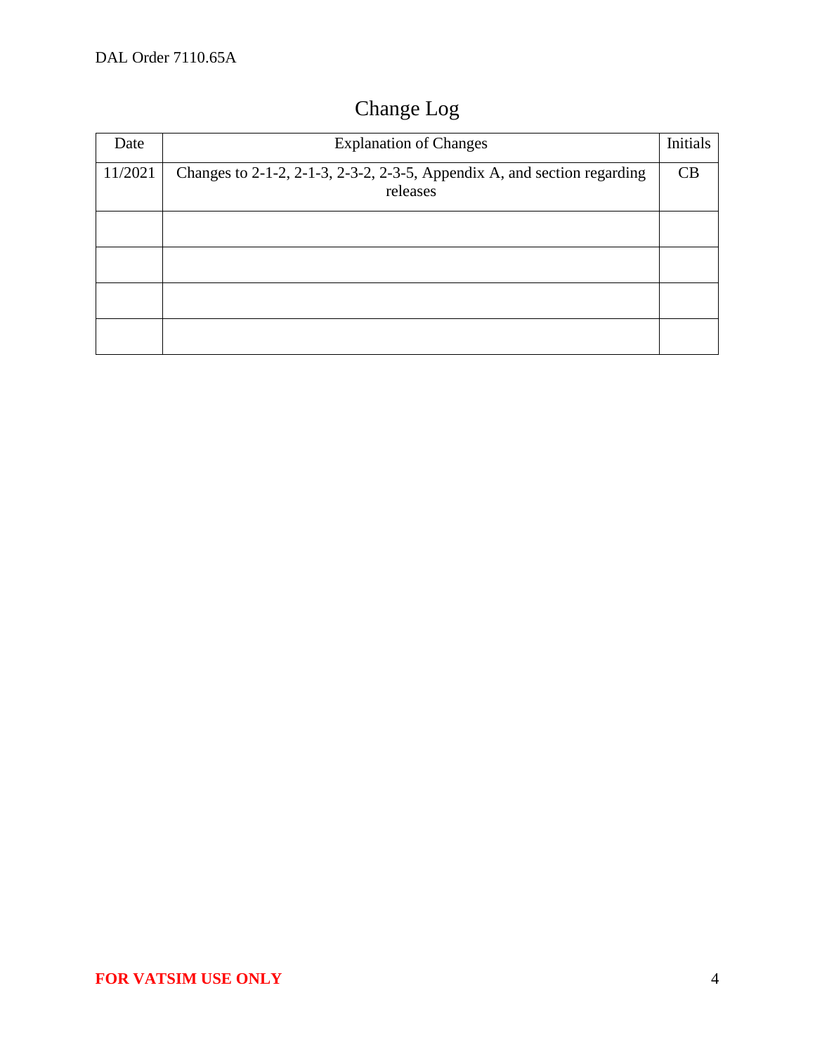# Change Log

| Date | Explanation of Changes | Initials |
| --- | --- | --- |
| 11/2021 | Changes to 2-1-2, 2-1-3, 2-3-2, 2-3-5, Appendix A, and section regarding releases | CB |
| | | |
| | | |
| | | |
| | | |

**FOR VATSIM USE ONLY**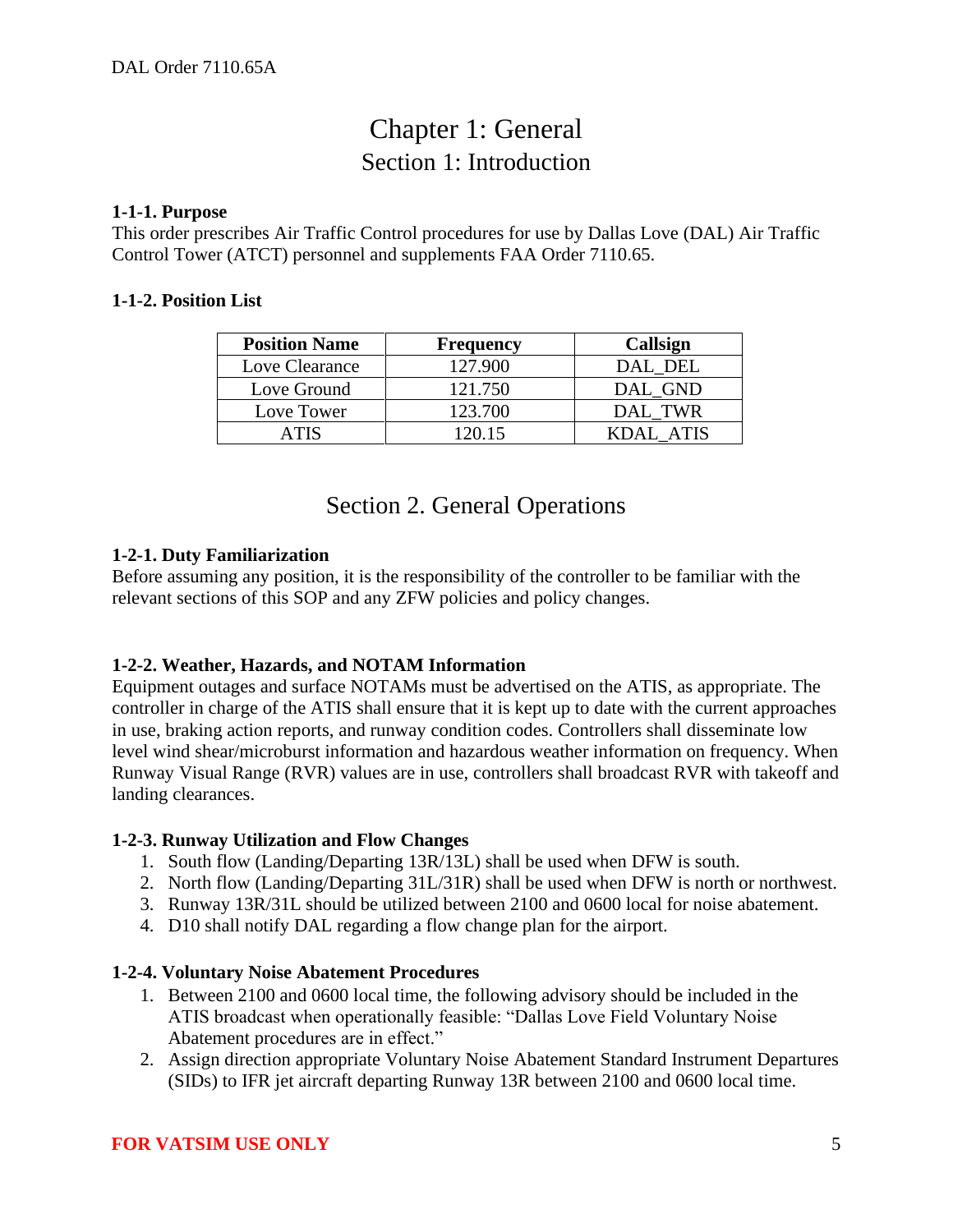# Chapter 1: General

## Section 1: Introduction

**1-1-1. Purpose**
This order prescribes Air Traffic Control procedures for use by Dallas Love (DAL) Air Traffic Control Tower (ATCT) personnel and supplements FAA Order 7110.65.

**1-1-2. Position List**

| Position Name | Frequency | Callsign |
|---|---|---|
| Love Clearance | 127.900 | DAL_DEL |
| Love Ground | 121.750 | DAL_GND |
| Love Tower | 123.700 | DAL_TWR |
| ATIS | 120.15 | KDAL_ATIS |

## Section 2. General Operations

**1-2-1. Duty Familiarization**
Before assuming any position, it is the responsibility of the controller to be familiar with the relevant sections of this SOP and any ZFW policies and policy changes.

**1-2-2. Weather, Hazards, and NOTAM Information**
Equipment outages and surface NOTAMs must be advertised on the ATIS, as appropriate. The controller in charge of the ATIS shall ensure that it is kept up to date with the current approaches in use, braking action reports, and runway condition codes. Controllers shall disseminate low level wind shear/microburst information and hazardous weather information on frequency. When Runway Visual Range (RVR) values are in use, controllers shall broadcast RVR with takeoff and landing clearances.

**1-2-3. Runway Utilization and Flow Changes**

1. South flow (Landing/Departing 13R/13L) shall be used when DFW is south.
2. North flow (Landing/Departing 31L/31R) shall be used when DFW is north or northwest.
3. Runway 13R/31L should be utilized between 2100 and 0600 local for noise abatement.
4. D10 shall notify DAL regarding a flow change plan for the airport.

**1-2-4. Voluntary Noise Abatement Procedures**

1. Between 2100 and 0600 local time, the following advisory should be included in the ATIS broadcast when operationally feasible: "Dallas Love Field Voluntary Noise Abatement procedures are in effect."
2. Assign direction appropriate Voluntary Noise Abatement Standard Instrument Departures (SIDs) to IFR jet aircraft departing Runway 13R between 2100 and 0600 local time.

FOR VATSIM USE ONLY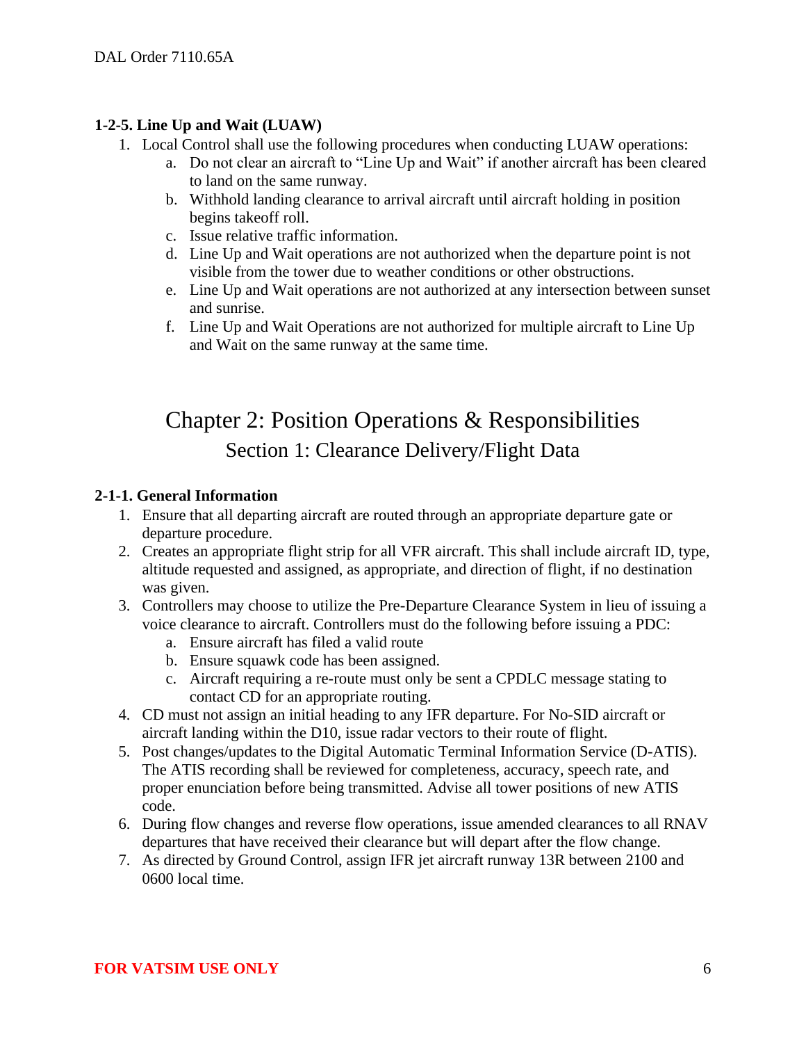**1-2-5. Line Up and Wait (LUAW)**

1. Local Control shall use the following procedures when conducting LUAW operations:
    a. Do not clear an aircraft to "Line Up and Wait" if another aircraft has been cleared to land on the same runway.
    b. Withhold landing clearance to arrival aircraft until aircraft holding in position begins takeoff roll.
    c. Issue relative traffic information.
    d. Line Up and Wait operations are not authorized when the departure point is not visible from the tower due to weather conditions or other obstructions.
    e. Line Up and Wait operations are not authorized at any intersection between sunset and sunrise.
    f. Line Up and Wait Operations are not authorized for multiple aircraft to Line Up and Wait on the same runway at the same time.

# Chapter 2: Position Operations & Responsibilities

## Section 1: Clearance Delivery/Flight Data

**2-1-1. General Information**

1. Ensure that all departing aircraft are routed through an appropriate departure gate or departure procedure.
2. Creates an appropriate flight strip for all VFR aircraft. This shall include aircraft ID, type, altitude requested and assigned, as appropriate, and direction of flight, if no destination was given.
3. Controllers may choose to utilize the Pre-Departure Clearance System in lieu of issuing a voice clearance to aircraft. Controllers must do the following before issuing a PDC:
    a. Ensure aircraft has filed a valid route
    b. Ensure squawk code has been assigned.
    c. Aircraft requiring a re-route must only be sent a CPDLC message stating to contact CD for an appropriate routing.
4. CD must not assign an initial heading to any IFR departure. For No-SID aircraft or aircraft landing within the D10, issue radar vectors to their route of flight.
5. Post changes/updates to the Digital Automatic Terminal Information Service (D-ATIS). The ATIS recording shall be reviewed for completeness, accuracy, speech rate, and proper enunciation before being transmitted. Advise all tower positions of new ATIS code.
6. During flow changes and reverse flow operations, issue amended clearances to all RNAV departures that have received their clearance but will depart after the flow change.
7. As directed by Ground Control, assign IFR jet aircraft runway 13R between 2100 and 0600 local time.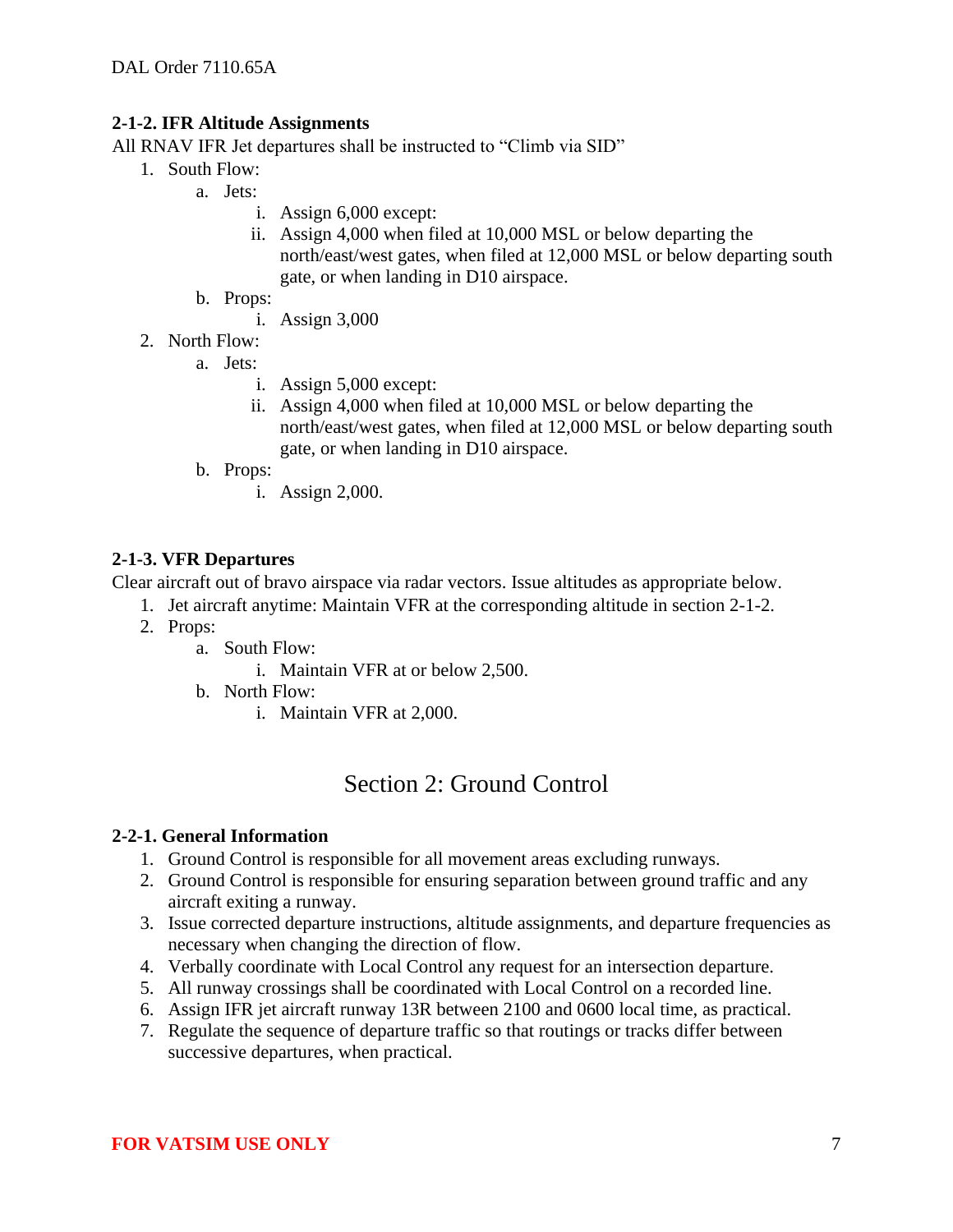### 2-1-2. IFR Altitude Assignments

All RNAV IFR Jet departures shall be instructed to "Climb via SID"

1. South Flow:
    a. Jets:
        i. Assign 6,000 except:
        ii. Assign 4,000 when filed at 10,000 MSL or below departing the north/east/west gates, when filed at 12,000 MSL or below departing south gate, or when landing in D10 airspace.
    b. Props:
        i. Assign 3,000
2. North Flow:
    a. Jets:
        i. Assign 5,000 except:
        ii. Assign 4,000 when filed at 10,000 MSL or below departing the north/east/west gates, when filed at 12,000 MSL or below departing south gate, or when landing in D10 airspace.
    b. Props:
        i. Assign 2,000.

### 2-1-3. VFR Departures

Clear aircraft out of bravo airspace via radar vectors. Issue altitudes as appropriate below.

1. Jet aircraft anytime: Maintain VFR at the corresponding altitude in section 2-1-2.
2. Props:
    a. South Flow:
        i. Maintain VFR at or below 2,500.
    b. North Flow:
        i. Maintain VFR at 2,000.

## Section 2: Ground Control

### 2-2-1. General Information

1. Ground Control is responsible for all movement areas excluding runways.
2. Ground Control is responsible for ensuring separation between ground traffic and any aircraft exiting a runway.
3. Issue corrected departure instructions, altitude assignments, and departure frequencies as necessary when changing the direction of flow.
4. Verbally coordinate with Local Control any request for an intersection departure.
5. All runway crossings shall be coordinated with Local Control on a recorded line.
6. Assign IFR jet aircraft runway 13R between 2100 and 0600 local time, as practical.
7. Regulate the sequence of departure traffic so that routings or tracks differ between successive departures, when practical.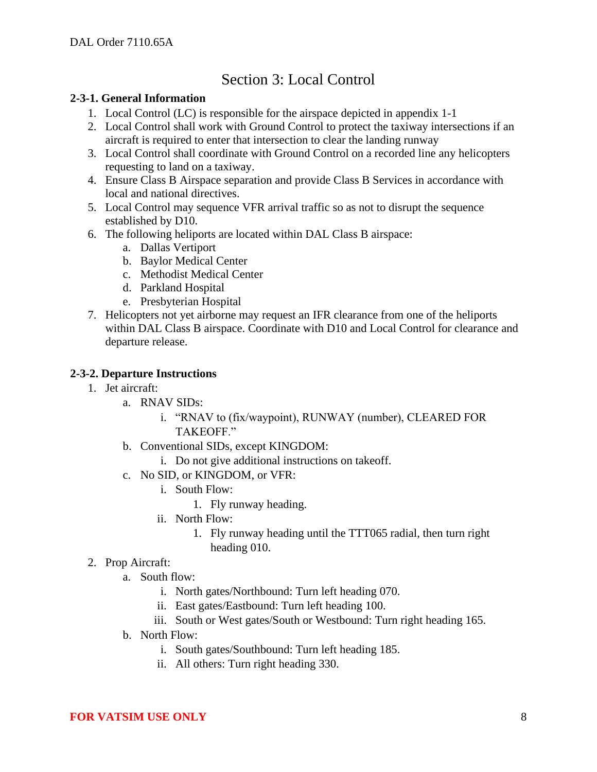# Section 3: Local Control

**2-3-1. General Information**

1. Local Control (LC) is responsible for the airspace depicted in appendix 1-1
2. Local Control shall work with Ground Control to protect the taxiway intersections if an aircraft is required to enter that intersection to clear the landing runway
3. Local Control shall coordinate with Ground Control on a recorded line any helicopters requesting to land on a taxiway.
4. Ensure Class B Airspace separation and provide Class B Services in accordance with local and national directives.
5. Local Control may sequence VFR arrival traffic so as not to disrupt the sequence established by D10.
6. The following heliports are located within DAL Class B airspace:
   a. Dallas Vertiport
   b. Baylor Medical Center
   c. Methodist Medical Center
   d. Parkland Hospital
   e. Presbyterian Hospital
7. Helicopters not yet airborne may request an IFR clearance from one of the heliports within DAL Class B airspace. Coordinate with D10 and Local Control for clearance and departure release.

**2-3-2. Departure Instructions**

1. Jet aircraft:
   a. RNAV SIDs:
      i. "RNAV to (fix/waypoint), RUNWAY (number), CLEARED FOR TAKEOFF."
   b. Conventional SIDs, except KINGDOM:
      i. Do not give additional instructions on takeoff.
   c. No SID, or KINGDOM, or VFR:
      i. South Flow:
         1. Fly runway heading.
      ii. North Flow:
         1. Fly runway heading until the TTT065 radial, then turn right heading 010.
2. Prop Aircraft:
   a. South flow:
      i. North gates/Northbound: Turn left heading 070.
      ii. East gates/Eastbound: Turn left heading 100.
      iii. South or West gates/South or Westbound: Turn right heading 165.
   b. North Flow:
      i. South gates/Southbound: Turn left heading 185.
      ii. All others: Turn right heading 330.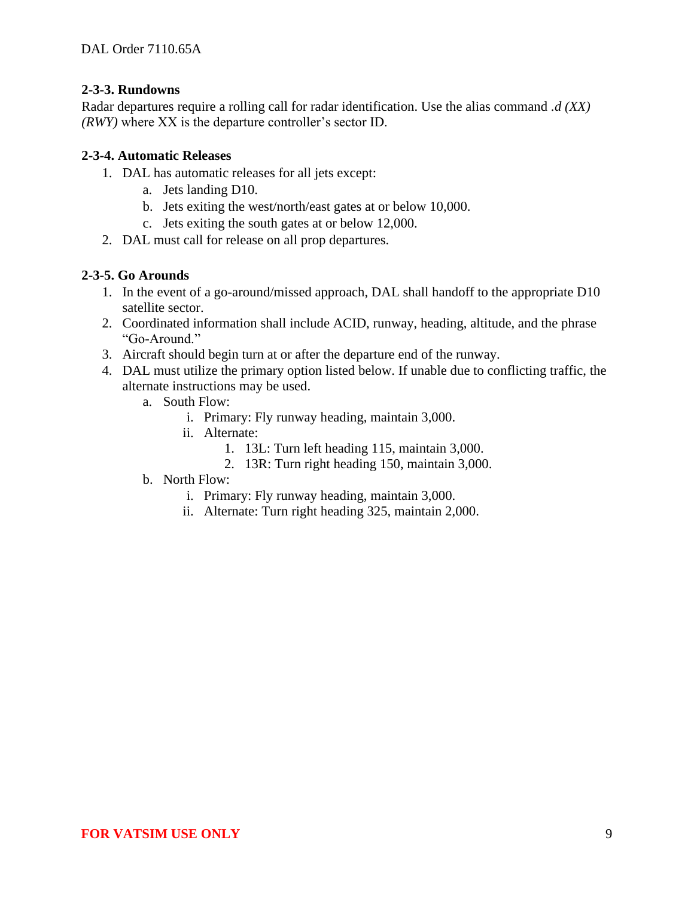### 2-3-3. Rundowns

Radar departures require a rolling call for radar identification. Use the alias command *.d (XX) (RWY)* where XX is the departure controller's sector ID.

### 2-3-4. Automatic Releases

1. DAL has automatic releases for all jets except:
   a. Jets landing D10.
   b. Jets exiting the west/north/east gates at or below 10,000.
   c. Jets exiting the south gates at or below 12,000.
2. DAL must call for release on all prop departures.

### 2-3-5. Go Arounds

1. In the event of a go-around/missed approach, DAL shall handoff to the appropriate D10 satellite sector.
2. Coordinated information shall include ACID, runway, heading, altitude, and the phrase "Go-Around."
3. Aircraft should begin turn at or after the departure end of the runway.
4. DAL must utilize the primary option listed below. If unable due to conflicting traffic, the alternate instructions may be used.
   a. South Flow:
      i. Primary: Fly runway heading, maintain 3,000.
      ii. Alternate:
         1. 13L: Turn left heading 115, maintain 3,000.
         2. 13R: Turn right heading 150, maintain 3,000.
   b. North Flow:
      i. Primary: Fly runway heading, maintain 3,000.
      ii. Alternate: Turn right heading 325, maintain 2,000.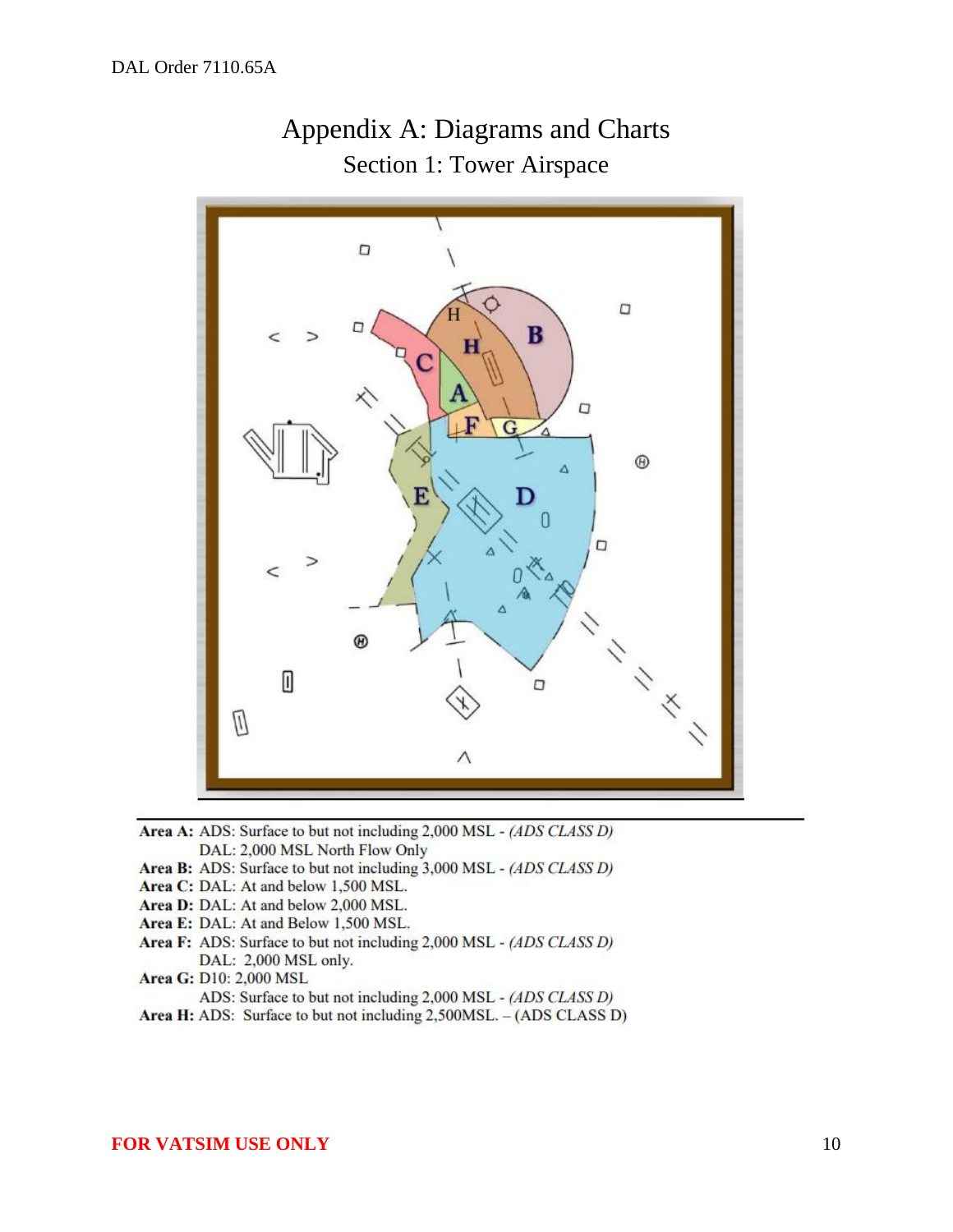# Appendix A: Diagrams and Charts

## Section 1: Tower Airspace

H

H

B

C

A

F

G

E

D

**Area A:** ADS: Surface to but not including 2,000 MSL - *(ADS CLASS D)*
DAL: 2,000 MSL North Flow Only

**Area B:** ADS: Surface to but not including 3,000 MSL - *(ADS CLASS D)*

**Area C:** DAL: At and below 1,500 MSL.

**Area D:** DAL: At and below 2,000 MSL.

**Area E:** DAL: At and Below 1,500 MSL.

**Area F:** ADS: Surface to but not including 2,000 MSL - *(ADS CLASS D)*
DAL: 2,000 MSL only.

**Area G:** D10: 2,000 MSL
ADS: Surface to but not including 2,000 MSL - *(ADS CLASS D)*

**Area H:** ADS: Surface to but not including 2,500MSL. – (ADS CLASS D)

**FOR VATSIM USE ONLY**